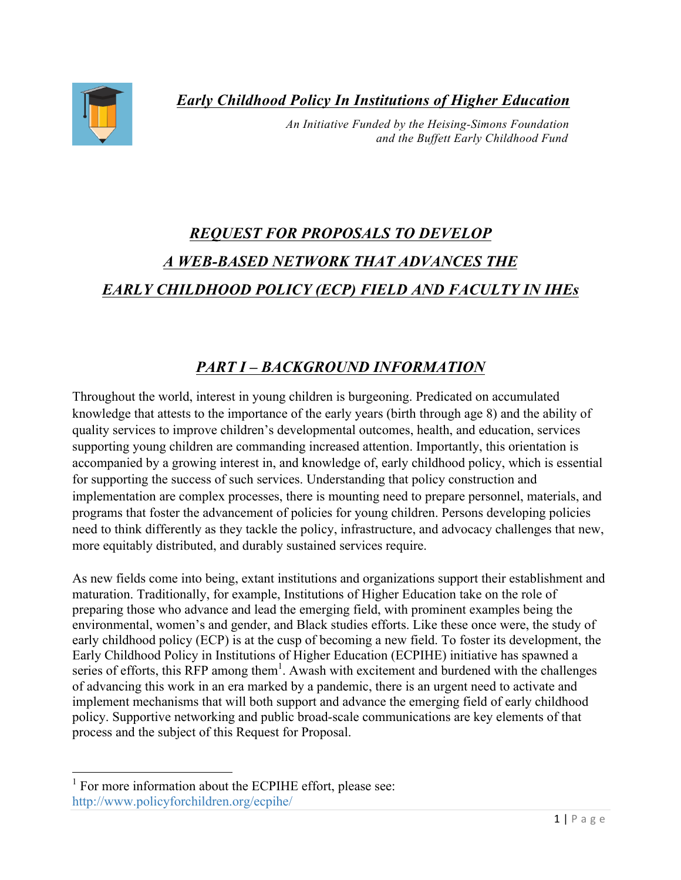*Early Childhood Policy In Institutions of Higher Education*

*An Initiative Funded by the Heising-Simons Foundation and the Buffett Early Childhood Fund*

# *REQUEST FOR PROPOSALS TO DEVELOP A WEB-BASED NETWORK THAT ADVANCES THE EARLY CHILDHOOD POLICY (ECP) FIELD AND FACULTY IN IHEs*

## *PART I – BACKGROUND INFORMATION*

Throughout the world, interest in young children is burgeoning. Predicated on accumulated knowledge that attests to the importance of the early years (birth through age 8) and the ability of quality services to improve children's developmental outcomes, health, and education, services supporting young children are commanding increased attention. Importantly, this orientation is accompanied by a growing interest in, and knowledge of, early childhood policy, which is essential for supporting the success of such services. Understanding that policy construction and implementation are complex processes, there is mounting need to prepare personnel, materials, and programs that foster the advancement of policies for young children. Persons developing policies need to think differently as they tackle the policy, infrastructure, and advocacy challenges that new, more equitably distributed, and durably sustained services require.

As new fields come into being, extant institutions and organizations support their establishment and maturation. Traditionally, for example, Institutions of Higher Education take on the role of preparing those who advance and lead the emerging field, with prominent examples being the environmental, women's and gender, and Black studies efforts. Like these once were, the study of early childhood policy (ECP) is at the cusp of becoming a new field. To foster its development, the Early Childhood Policy in Institutions of Higher Education (ECPIHE) initiative has spawned a series of efforts, this RFP among them[1]. Awash with excitement and burdened with the challenges of advancing this work in an era marked by a pandemic, there is an urgent need to activate and implement mechanisms that will both support and advance the emerging field of early childhood policy. Supportive networking and public broad-scale communications are key elements of that process and the subject of this Request for Proposal.

---

[1] For more information about the ECPIHE effort, please see: http://www.policyforchildren.org/ecpihe/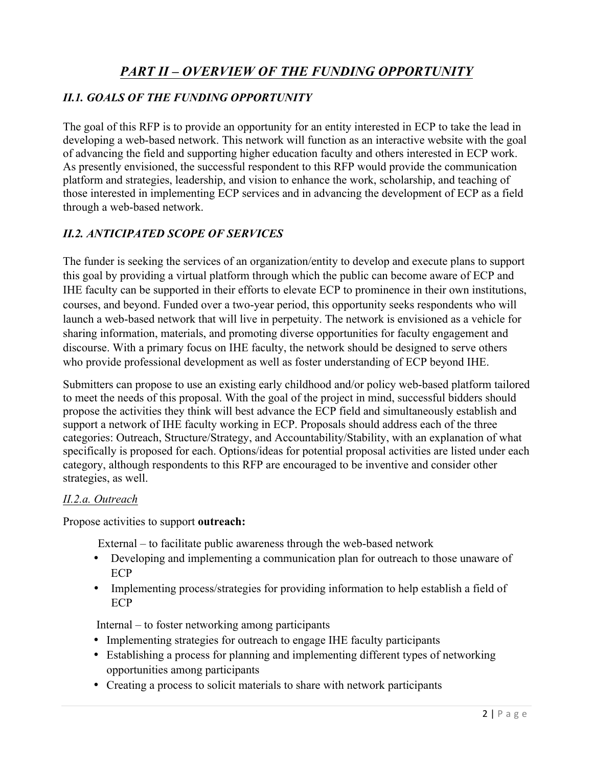# *PART II – OVERVIEW OF THE FUNDING OPPORTUNITY*

## *II.1. GOALS OF THE FUNDING OPPORTUNITY*

The goal of this RFP is to provide an opportunity for an entity interested in ECP to take the lead in developing a web-based network. This network will function as an interactive website with the goal of advancing the field and supporting higher education faculty and others interested in ECP work. As presently envisioned, the successful respondent to this RFP would provide the communication platform and strategies, leadership, and vision to enhance the work, scholarship, and teaching of those interested in implementing ECP services and in advancing the development of ECP as a field through a web-based network.

## *II.2. ANTICIPATED SCOPE OF SERVICES*

The funder is seeking the services of an organization/entity to develop and execute plans to support this goal by providing a virtual platform through which the public can become aware of ECP and IHE faculty can be supported in their efforts to elevate ECP to prominence in their own institutions, courses, and beyond. Funded over a two-year period, this opportunity seeks respondents who will launch a web-based network that will live in perpetuity. The network is envisioned as a vehicle for sharing information, materials, and promoting diverse opportunities for faculty engagement and discourse. With a primary focus on IHE faculty, the network should be designed to serve others who provide professional development as well as foster understanding of ECP beyond IHE.

Submitters can propose to use an existing early childhood and/or policy web-based platform tailored to meet the needs of this proposal. With the goal of the project in mind, successful bidders should propose the activities they think will best advance the ECP field and simultaneously establish and support a network of IHE faculty working in ECP. Proposals should address each of the three categories: Outreach, Structure/Strategy, and Accountability/Stability, with an explanation of what specifically is proposed for each. Options/ideas for potential proposal activities are listed under each category, although respondents to this RFP are encouraged to be inventive and consider other strategies, as well.

### <u>*II.2.a. Outreach*</u>

Propose activities to support **outreach:**

External – to facilitate public awareness through the web-based network

- Developing and implementing a communication plan for outreach to those unaware of ECP
- Implementing process/strategies for providing information to help establish a field of ECP

Internal – to foster networking among participants

- Implementing strategies for outreach to engage IHE faculty participants
- Establishing a process for planning and implementing different types of networking opportunities among participants
- Creating a process to solicit materials to share with network participants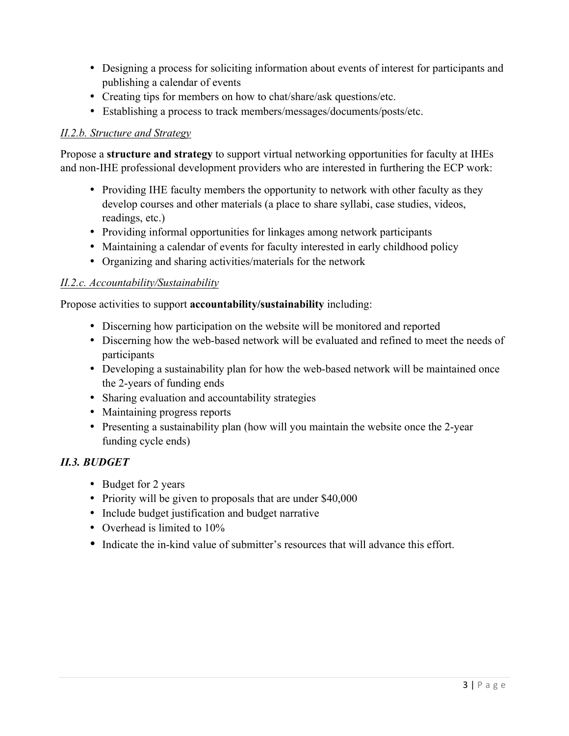- Designing a process for soliciting information about events of interest for participants and publishing a calendar of events
- Creating tips for members on how to chat/share/ask questions/etc.
- Establishing a process to track members/messages/documents/posts/etc.

*II.2.b. Structure and Strategy*

Propose a **structure and strategy** to support virtual networking opportunities for faculty at IHEs and non-IHE professional development providers who are interested in furthering the ECP work:

- Providing IHE faculty members the opportunity to network with other faculty as they develop courses and other materials (a place to share syllabi, case studies, videos, readings, etc.)
- Providing informal opportunities for linkages among network participants
- Maintaining a calendar of events for faculty interested in early childhood policy
- Organizing and sharing activities/materials for the network

*II.2.c. Accountability/Sustainability*

Propose activities to support **accountability/sustainability** including:

- Discerning how participation on the website will be monitored and reported
- Discerning how the web-based network will be evaluated and refined to meet the needs of participants
- Developing a sustainability plan for how the web-based network will be maintained once the 2-years of funding ends
- Sharing evaluation and accountability strategies
- Maintaining progress reports
- Presenting a sustainability plan (how will you maintain the website once the 2-year funding cycle ends)

### *II.3. BUDGET*

- Budget for 2 years
- Priority will be given to proposals that are under $40,000
- Include budget justification and budget narrative
- Overhead is limited to 10%
- Indicate the in-kind value of submitter's resources that will advance this effort.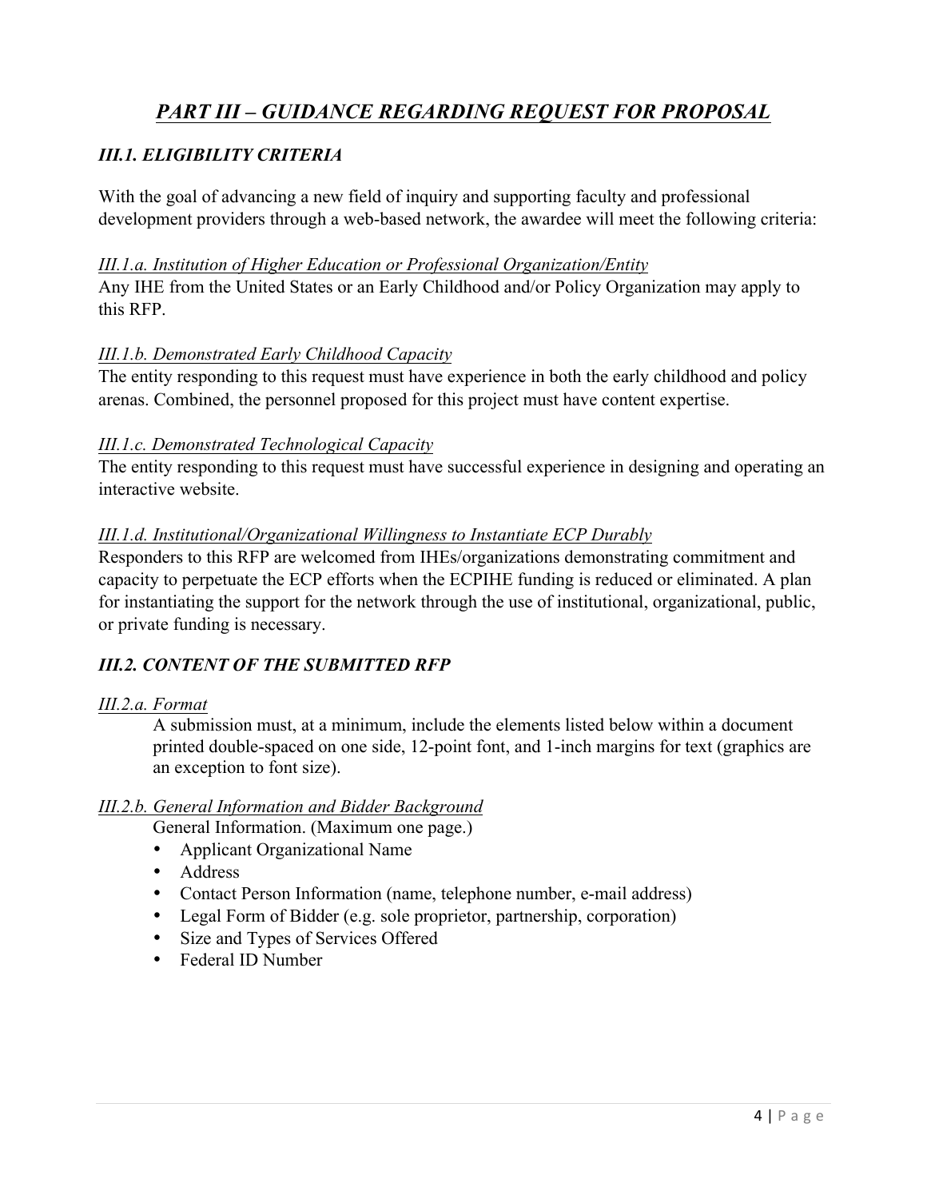# *PART III – GUIDANCE REGARDING REQUEST FOR PROPOSAL*

## *III.1. ELIGIBILITY CRITERIA*

With the goal of advancing a new field of inquiry and supporting faculty and professional development providers through a web-based network, the awardee will meet the following criteria:

### *III.1.a. Institution of Higher Education or Professional Organization/Entity*

Any IHE from the United States or an Early Childhood and/or Policy Organization may apply to this RFP.

### *III.1.b. Demonstrated Early Childhood Capacity*

The entity responding to this request must have experience in both the early childhood and policy arenas. Combined, the personnel proposed for this project must have content expertise.

### *III.1.c. Demonstrated Technological Capacity*

The entity responding to this request must have successful experience in designing and operating an interactive website.

### *III.1.d. Institutional/Organizational Willingness to Instantiate ECP Durably*

Responders to this RFP are welcomed from IHEs/organizations demonstrating commitment and capacity to perpetuate the ECP efforts when the ECPIHE funding is reduced or eliminated. A plan for instantiating the support for the network through the use of institutional, organizational, public, or private funding is necessary.

## *III.2. CONTENT OF THE SUBMITTED RFP*

### *III.2.a. Format*

A submission must, at a minimum, include the elements listed below within a document printed double-spaced on one side, 12-point font, and 1-inch margins for text (graphics are an exception to font size).

### *III.2.b. General Information and Bidder Background*

General Information. (Maximum one page.)

- Applicant Organizational Name
- Address
- Contact Person Information (name, telephone number, e-mail address)
- Legal Form of Bidder (e.g. sole proprietor, partnership, corporation)
- Size and Types of Services Offered
- Federal ID Number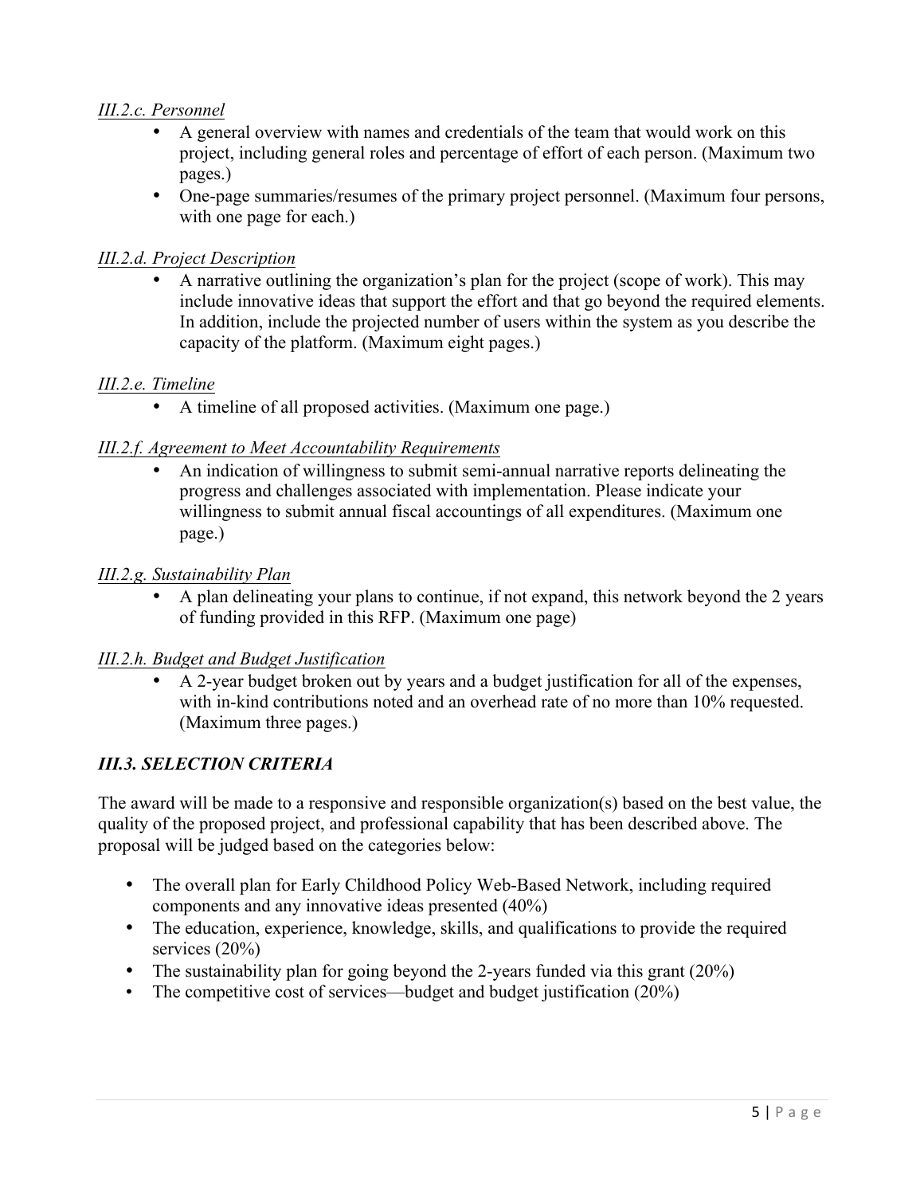*III.2.c. Personnel*

- A general overview with names and credentials of the team that would work on this project, including general roles and percentage of effort of each person. (Maximum two pages.)
- One-page summaries/resumes of the primary project personnel. (Maximum four persons, with one page for each.)

*III.2.d. Project Description*

- A narrative outlining the organization's plan for the project (scope of work). This may include innovative ideas that support the effort and that go beyond the required elements. In addition, include the projected number of users within the system as you describe the capacity of the platform. (Maximum eight pages.)

*III.2.e. Timeline*

- A timeline of all proposed activities. (Maximum one page.)

*III.2.f. Agreement to Meet Accountability Requirements*

- An indication of willingness to submit semi-annual narrative reports delineating the progress and challenges associated with implementation. Please indicate your willingness to submit annual fiscal accountings of all expenditures. (Maximum one page.)

*III.2.g. Sustainability Plan*

- A plan delineating your plans to continue, if not expand, this network beyond the 2 years of funding provided in this RFP. (Maximum one page)

*III.2.h. Budget and Budget Justification*

- A 2-year budget broken out by years and a budget justification for all of the expenses, with in-kind contributions noted and an overhead rate of no more than 10% requested. (Maximum three pages.)

### *III.3. SELECTION CRITERIA*

The award will be made to a responsive and responsible organization(s) based on the best value, the quality of the proposed project, and professional capability that has been described above. The proposal will be judged based on the categories below:

- The overall plan for Early Childhood Policy Web-Based Network, including required components and any innovative ideas presented (40%)
- The education, experience, knowledge, skills, and qualifications to provide the required services (20%)
- The sustainability plan for going beyond the 2-years funded via this grant (20%)
- The competitive cost of services—budget and budget justification (20%)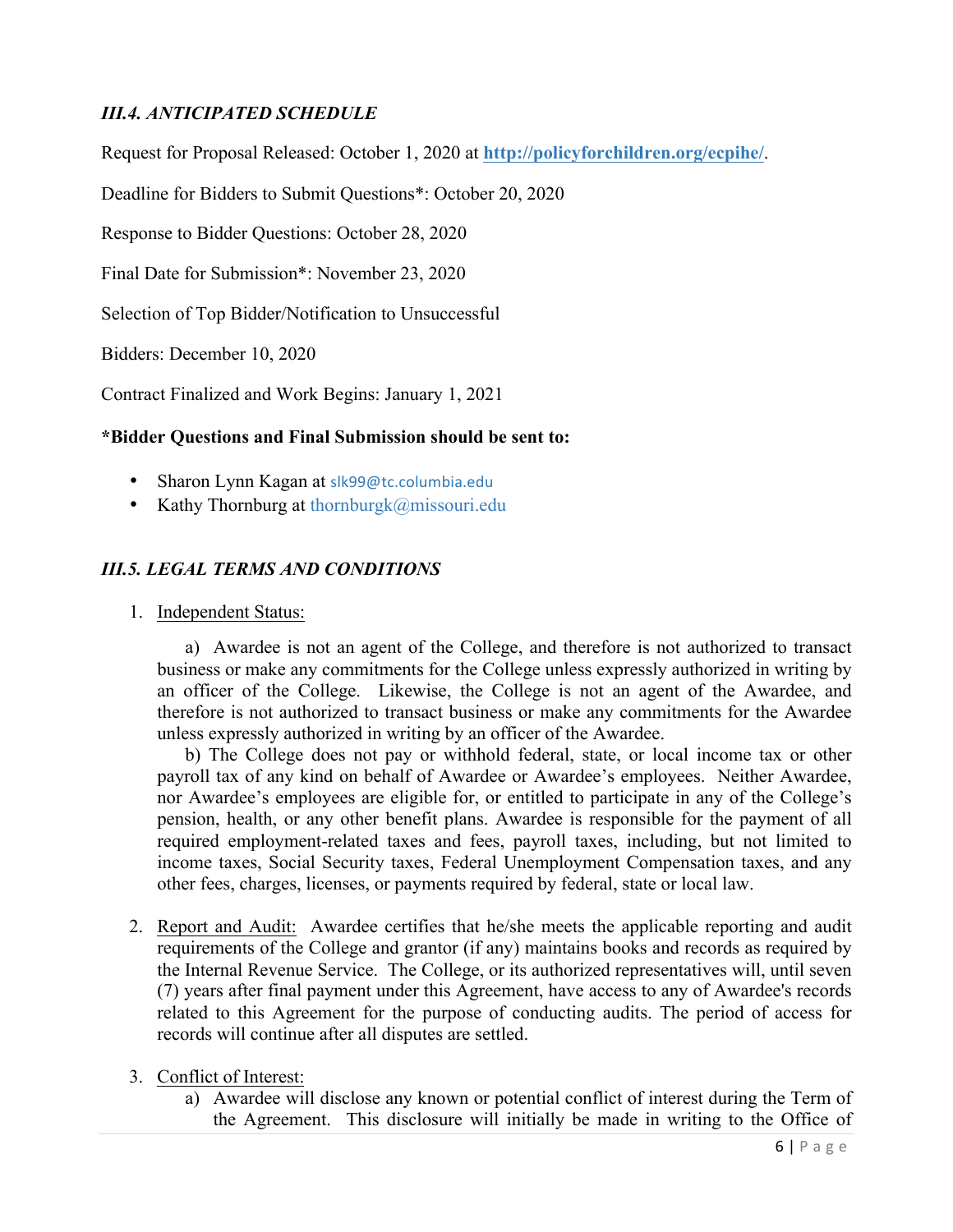### *III.4. ANTICIPATED SCHEDULE*

Request for Proposal Released: October 1, 2020 at **http://policyforchildren.org/ecpihe/**.

Deadline for Bidders to Submit Questions*: October 20, 2020

Response to Bidder Questions: October 28, 2020

Final Date for Submission*: November 23, 2020

Selection of Top Bidder/Notification to Unsuccessful

Bidders: December 10, 2020

Contract Finalized and Work Begins: January 1, 2021

**\*Bidder Questions and Final Submission should be sent to:**

- Sharon Lynn Kagan at slk99@tc.columbia.edu
- Kathy Thornburg at thornburgk@missouri.edu

### *III.5. LEGAL TERMS AND CONDITIONS*

1. Independent Status:

   a) Awardee is not an agent of the College, and therefore is not authorized to transact business or make any commitments for the College unless expressly authorized in writing by an officer of the College. Likewise, the College is not an agent of the Awardee, and therefore is not authorized to transact business or make any commitments for the Awardee unless expressly authorized in writing by an officer of the Awardee.

   b) The College does not pay or withhold federal, state, or local income tax or other payroll tax of any kind on behalf of Awardee or Awardee's employees. Neither Awardee, nor Awardee's employees are eligible for, or entitled to participate in any of the College's pension, health, or any other benefit plans. Awardee is responsible for the payment of all required employment-related taxes and fees, payroll taxes, including, but not limited to income taxes, Social Security taxes, Federal Unemployment Compensation taxes, and any other fees, charges, licenses, or payments required by federal, state or local law.

2. Report and Audit: Awardee certifies that he/she meets the applicable reporting and audit requirements of the College and grantor (if any) maintains books and records as required by the Internal Revenue Service. The College, or its authorized representatives will, until seven (7) years after final payment under this Agreement, have access to any of Awardee's records related to this Agreement for the purpose of conducting audits. The period of access for records will continue after all disputes are settled.

3. Conflict of Interest:
   a) Awardee will disclose any known or potential conflict of interest during the Term of the Agreement. This disclosure will initially be made in writing to the Office of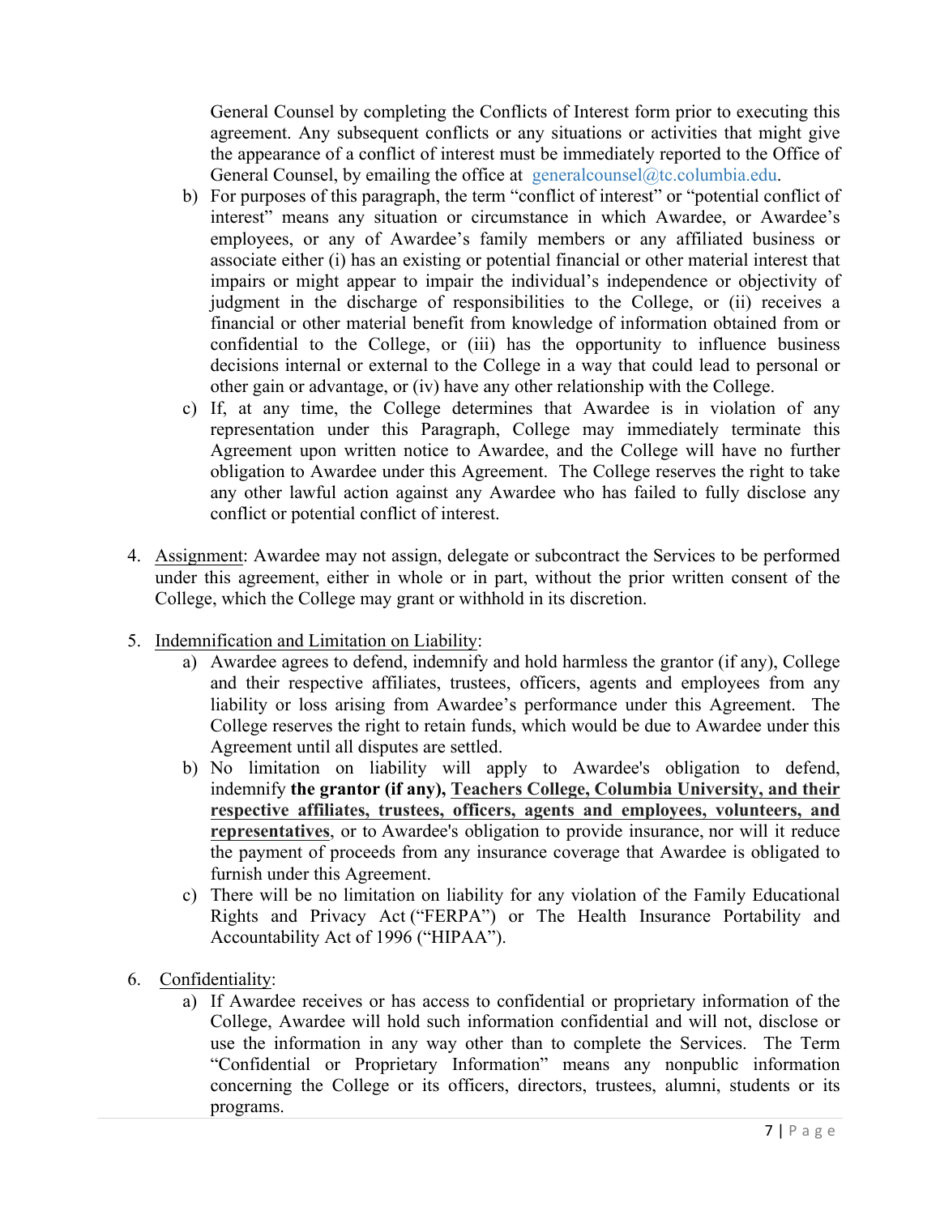General Counsel by completing the Conflicts of Interest form prior to executing this agreement. Any subsequent conflicts or any situations or activities that might give the appearance of a conflict of interest must be immediately reported to the Office of General Counsel, by emailing the office at generalcounsel@tc.columbia.edu.

b) For purposes of this paragraph, the term "conflict of interest" or "potential conflict of interest" means any situation or circumstance in which Awardee, or Awardee's employees, or any of Awardee's family members or any affiliated business or associate either (i) has an existing or potential financial or other material interest that impairs or might appear to impair the individual's independence or objectivity of judgment in the discharge of responsibilities to the College, or (ii) receives a financial or other material benefit from knowledge of information obtained from or confidential to the College, or (iii) has the opportunity to influence business decisions internal or external to the College in a way that could lead to personal or other gain or advantage, or (iv) have any other relationship with the College.

c) If, at any time, the College determines that Awardee is in violation of any representation under this Paragraph, College may immediately terminate this Agreement upon written notice to Awardee, and the College will have no further obligation to Awardee under this Agreement. The College reserves the right to take any other lawful action against any Awardee who has failed to fully disclose any conflict or potential conflict of interest.

4. <u>Assignment</u>: Awardee may not assign, delegate or subcontract the Services to be performed under this agreement, either in whole or in part, without the prior written consent of the College, which the College may grant or withhold in its discretion.

5. <u>Indemnification and Limitation on Liability</u>:
   a) Awardee agrees to defend, indemnify and hold harmless the grantor (if any), College and their respective affiliates, trustees, officers, agents and employees from any liability or loss arising from Awardee's performance under this Agreement. The College reserves the right to retain funds, which would be due to Awardee under this Agreement until all disputes are settled.
   b) No limitation on liability will apply to Awardee's obligation to defend, indemnify **the grantor (if any), <u>Teachers College, Columbia University, and their respective affiliates, trustees, officers, agents and employees, volunteers, and representatives</u>**, or to Awardee's obligation to provide insurance, nor will it reduce the payment of proceeds from any insurance coverage that Awardee is obligated to furnish under this Agreement.
   c) There will be no limitation on liability for any violation of the Family Educational Rights and Privacy Act ("FERPA") or The Health Insurance Portability and Accountability Act of 1996 ("HIPAA").

6. <u>Confidentiality</u>:
   a) If Awardee receives or has access to confidential or proprietary information of the College, Awardee will hold such information confidential and will not, disclose or use the information in any way other than to complete the Services. The Term "Confidential or Proprietary Information" means any nonpublic information concerning the College or its officers, directors, trustees, alumni, students or its programs.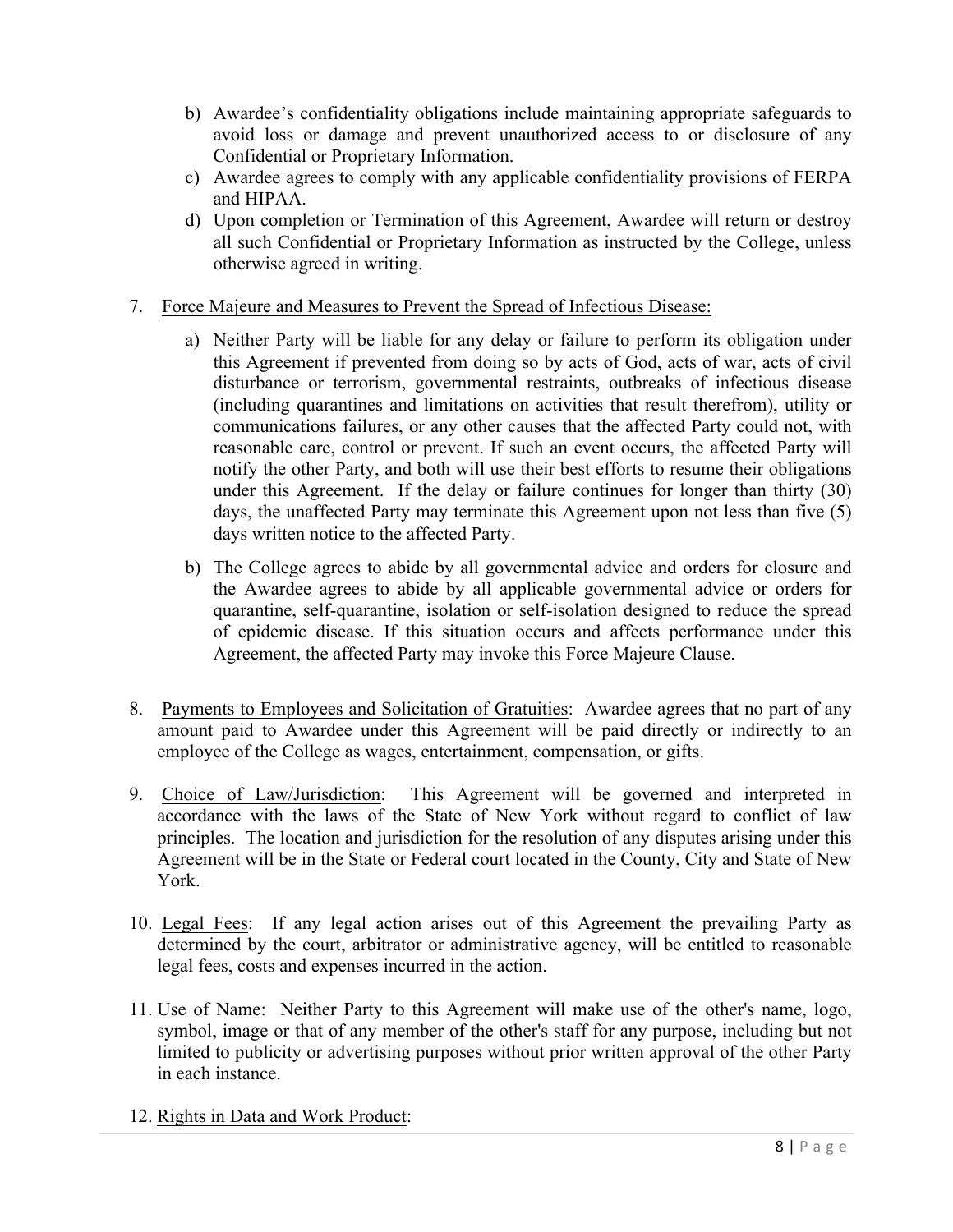b) Awardee's confidentiality obligations include maintaining appropriate safeguards to avoid loss or damage and prevent unauthorized access to or disclosure of any Confidential or Proprietary Information.

c) Awardee agrees to comply with any applicable confidentiality provisions of FERPA and HIPAA.

d) Upon completion or Termination of this Agreement, Awardee will return or destroy all such Confidential or Proprietary Information as instructed by the College, unless otherwise agreed in writing.

7. Force Majeure and Measures to Prevent the Spread of Infectious Disease:

   a) Neither Party will be liable for any delay or failure to perform its obligation under this Agreement if prevented from doing so by acts of God, acts of war, acts of civil disturbance or terrorism, governmental restraints, outbreaks of infectious disease (including quarantines and limitations on activities that result therefrom), utility or communications failures, or any other causes that the affected Party could not, with reasonable care, control or prevent. If such an event occurs, the affected Party will notify the other Party, and both will use their best efforts to resume their obligations under this Agreement. If the delay or failure continues for longer than thirty (30) days, the unaffected Party may terminate this Agreement upon not less than five (5) days written notice to the affected Party.

   b) The College agrees to abide by all governmental advice and orders for closure and the Awardee agrees to abide by all applicable governmental advice or orders for quarantine, self-quarantine, isolation or self-isolation designed to reduce the spread of epidemic disease. If this situation occurs and affects performance under this Agreement, the affected Party may invoke this Force Majeure Clause.

8. Payments to Employees and Solicitation of Gratuities: Awardee agrees that no part of any amount paid to Awardee under this Agreement will be paid directly or indirectly to an employee of the College as wages, entertainment, compensation, or gifts.

9. Choice of Law/Jurisdiction: This Agreement will be governed and interpreted in accordance with the laws of the State of New York without regard to conflict of law principles. The location and jurisdiction for the resolution of any disputes arising under this Agreement will be in the State or Federal court located in the County, City and State of New York.

10. Legal Fees: If any legal action arises out of this Agreement the prevailing Party as determined by the court, arbitrator or administrative agency, will be entitled to reasonable legal fees, costs and expenses incurred in the action.

11. Use of Name: Neither Party to this Agreement will make use of the other's name, logo, symbol, image or that of any member of the other's staff for any purpose, including but not limited to publicity or advertising purposes without prior written approval of the other Party in each instance.

12. Rights in Data and Work Product: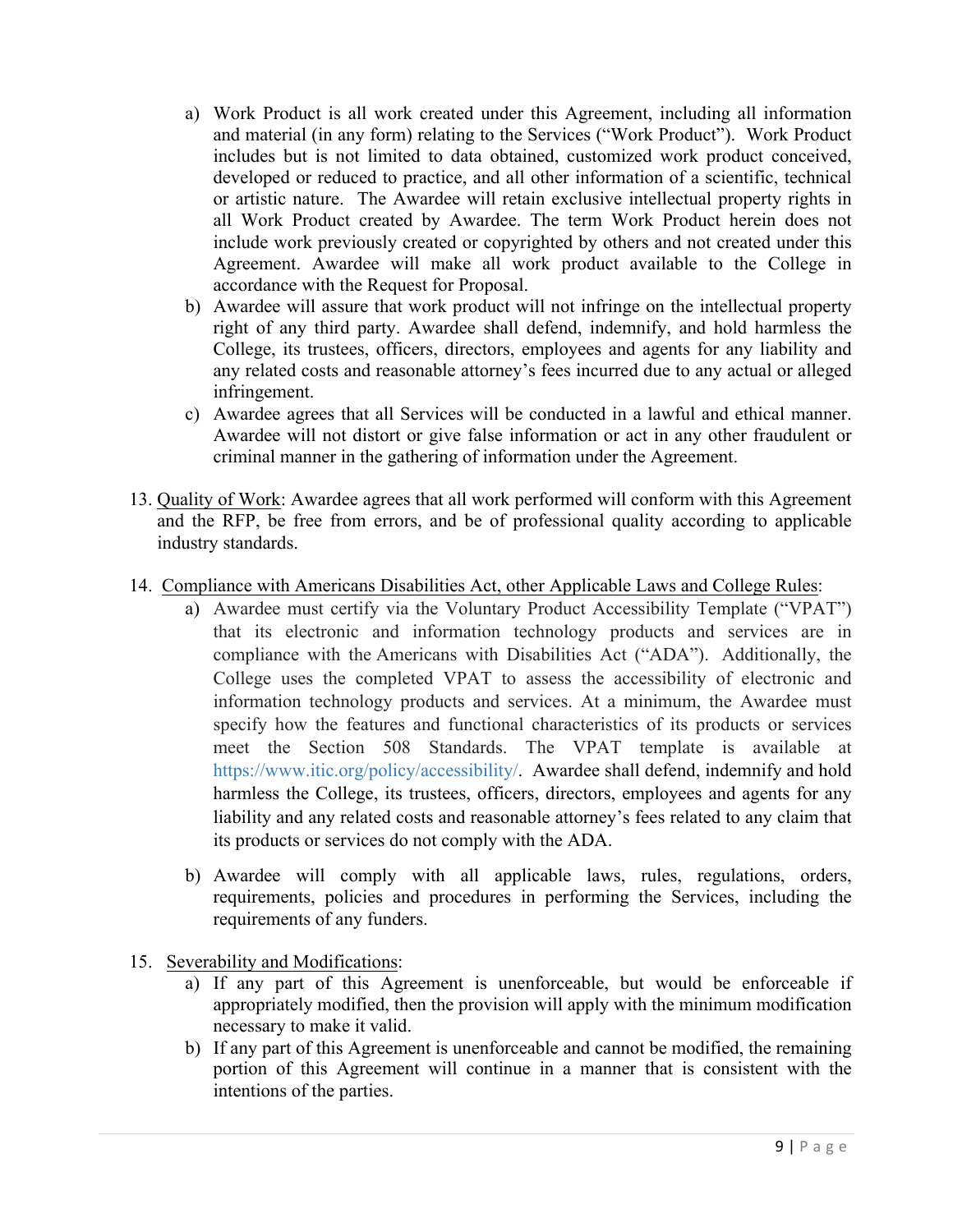a) Work Product is all work created under this Agreement, including all information and material (in any form) relating to the Services ("Work Product"). Work Product includes but is not limited to data obtained, customized work product conceived, developed or reduced to practice, and all other information of a scientific, technical or artistic nature. The Awardee will retain exclusive intellectual property rights in all Work Product created by Awardee. The term Work Product herein does not include work previously created or copyrighted by others and not created under this Agreement. Awardee will make all work product available to the College in accordance with the Request for Proposal.

b) Awardee will assure that work product will not infringe on the intellectual property right of any third party. Awardee shall defend, indemnify, and hold harmless the College, its trustees, officers, directors, employees and agents for any liability and any related costs and reasonable attorney's fees incurred due to any actual or alleged infringement.

c) Awardee agrees that all Services will be conducted in a lawful and ethical manner. Awardee will not distort or give false information or act in any other fraudulent or criminal manner in the gathering of information under the Agreement.

13. <u>Quality of Work</u>: Awardee agrees that all work performed will conform with this Agreement and the RFP, be free from errors, and be of professional quality according to applicable industry standards.

14. <u>Compliance with Americans Disabilities Act, other Applicable Laws and College Rules</u>:

    a) Awardee must certify via the Voluntary Product Accessibility Template ("VPAT") that its electronic and information technology products and services are in compliance with the Americans with Disabilities Act ("ADA"). Additionally, the College uses the completed VPAT to assess the accessibility of electronic and information technology products and services. At a minimum, the Awardee must specify how the features and functional characteristics of its products or services meet the Section 508 Standards. The VPAT template is available at https://www.itic.org/policy/accessibility/. Awardee shall defend, indemnify and hold harmless the College, its trustees, officers, directors, employees and agents for any liability and any related costs and reasonable attorney's fees related to any claim that its products or services do not comply with the ADA.

    b) Awardee will comply with all applicable laws, rules, regulations, orders, requirements, policies and procedures in performing the Services, including the requirements of any funders.

15. <u>Severability and Modifications</u>:

    a) If any part of this Agreement is unenforceable, but would be enforceable if appropriately modified, then the provision will apply with the minimum modification necessary to make it valid.

    b) If any part of this Agreement is unenforceable and cannot be modified, the remaining portion of this Agreement will continue in a manner that is consistent with the intentions of the parties.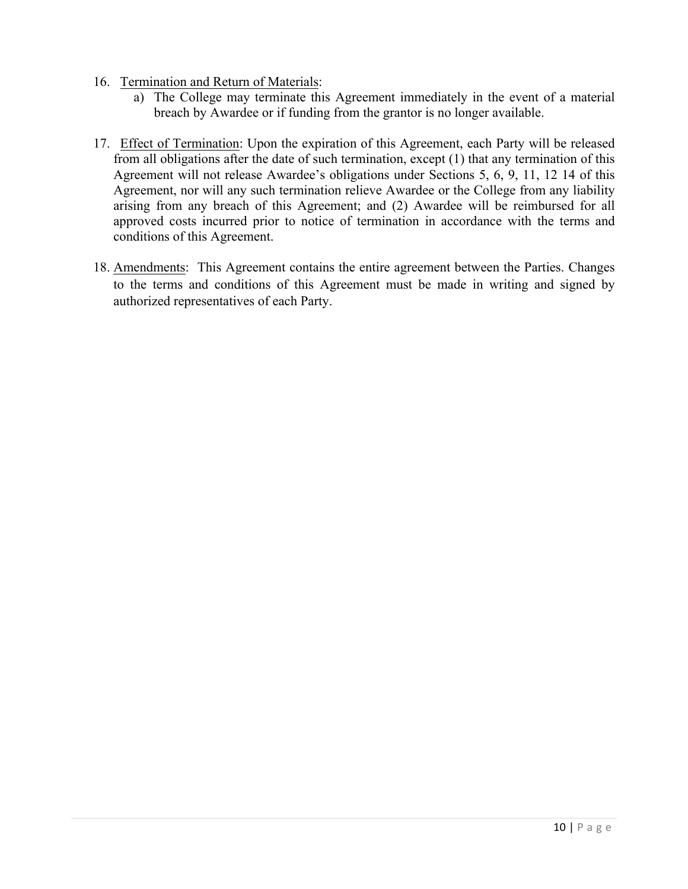16. <u>Termination and Return of Materials</u>:
    a) The College may terminate this Agreement immediately in the event of a material breach by Awardee or if funding from the grantor is no longer available.

17. <u>Effect of Termination</u>: Upon the expiration of this Agreement, each Party will be released from all obligations after the date of such termination, except (1) that any termination of this Agreement will not release Awardee's obligations under Sections 5, 6, 9, 11, 12 14 of this Agreement, nor will any such termination relieve Awardee or the College from any liability arising from any breach of this Agreement; and (2) Awardee will be reimbursed for all approved costs incurred prior to notice of termination in accordance with the terms and conditions of this Agreement.

18. <u>Amendments</u>: This Agreement contains the entire agreement between the Parties. Changes to the terms and conditions of this Agreement must be made in writing and signed by authorized representatives of each Party.